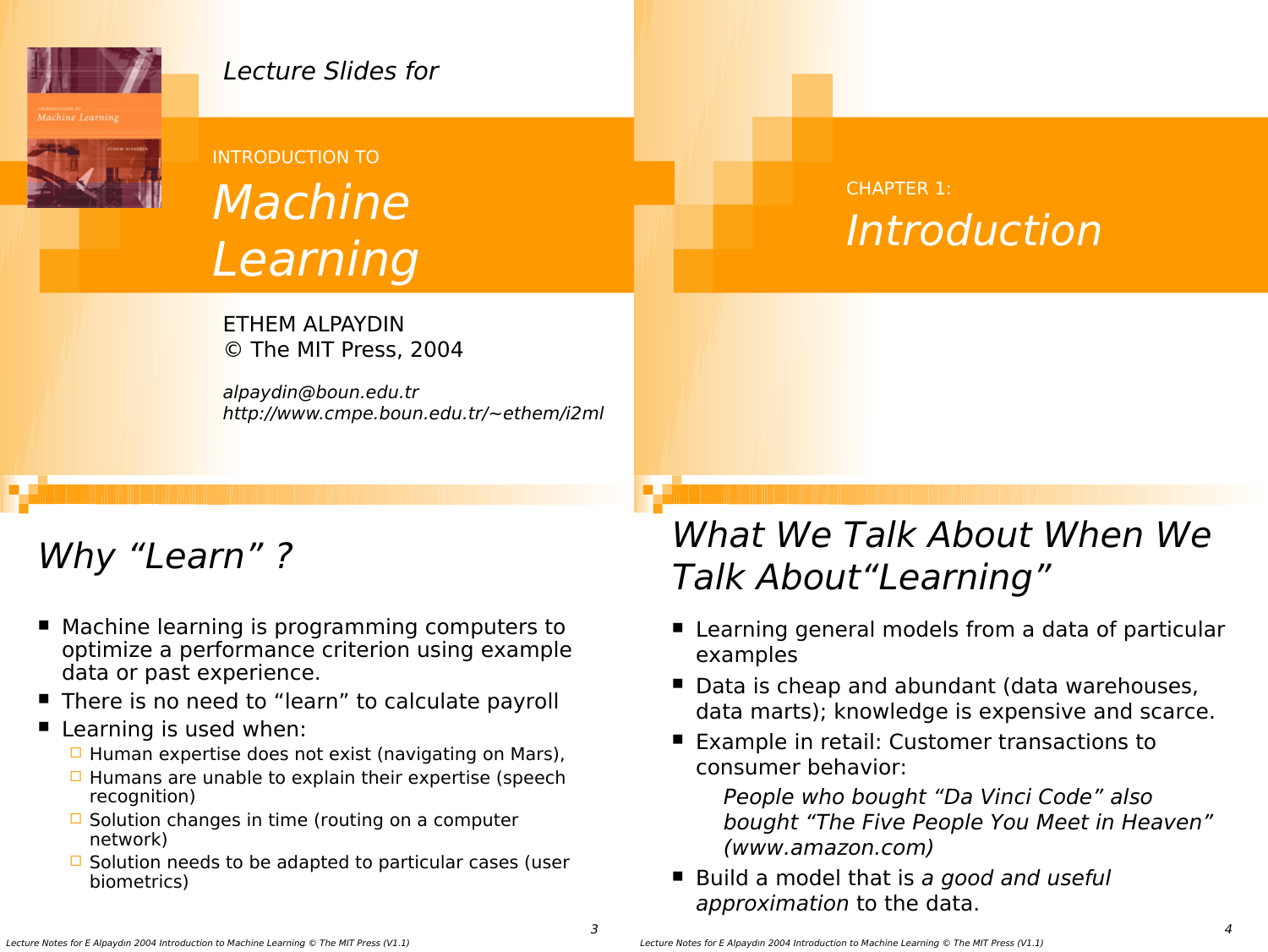*Lecture Slides for*

INTRODUCTION TO

# *Machine Learning*

ETHEM ALPAYDIN
© The MIT Press, 2004

*alpaydin@boun.edu.tr*
*http://www.cmpe.boun.edu.tr/~ethem/i2ml*

CHAPTER 1:

# *Introduction*

## *Why "Learn" ?*

- Machine learning is programming computers to optimize a performance criterion using example data or past experience.
- There is no need to "learn" to calculate payroll
- Learning is used when:
  - Human expertise does not exist (navigating on Mars),
  - Humans are unable to explain their expertise (speech recognition)
  - Solution changes in time (routing on a computer network)
  - Solution needs to be adapted to particular cases (user biometrics)

## *What We Talk About When We Talk About"Learning"*

- Learning general models from a data of particular examples
- Data is cheap and abundant (data warehouses, data marts); knowledge is expensive and scarce.
- Example in retail: Customer transactions to consumer behavior:

  *People who bought "Da Vinci Code" also bought "The Five People You Meet in Heaven" (www.amazon.com)*

- Build a model that is *a good and useful approximation* to the data.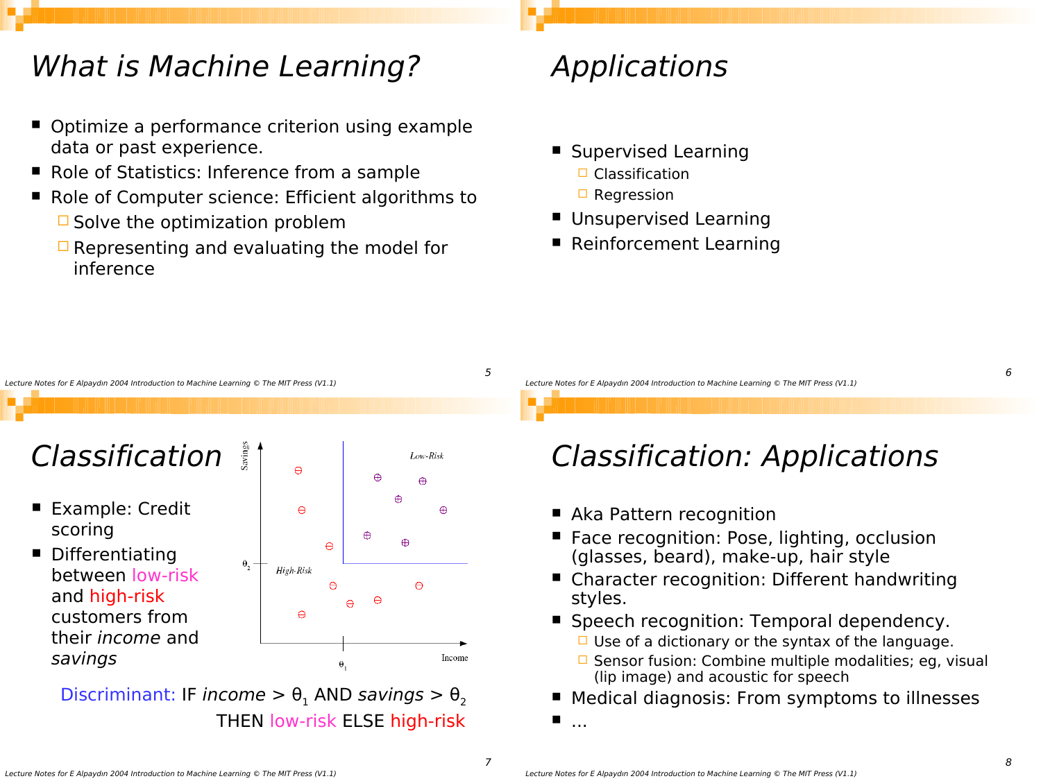# What is Machine Learning?

- Optimize a performance criterion using example data or past experience.
- Role of Statistics: Inference from a sample
- Role of Computer science: Efficient algorithms to
  - Solve the optimization problem
  - Representing and evaluating the model for inference

# Applications

- Supervised Learning
  - Classification
  - Regression
- Unsupervised Learning
- Reinforcement Learning

# Classification

- Example: Credit scoring
- Differentiating between low-risk and high-risk customers from their *income* and *savings*

Discriminant: IF *income* > $\theta_1$ AND *savings* > $\theta_2$
THEN low-risk ELSE high-risk

# Classification: Applications

- Aka Pattern recognition
- Face recognition: Pose, lighting, occlusion (glasses, beard), make-up, hair style
- Character recognition: Different handwriting styles.
- Speech recognition: Temporal dependency.
  - Use of a dictionary or the syntax of the language.
  - Sensor fusion: Combine multiple modalities; eg, visual (lip image) and acoustic for speech
- Medical diagnosis: From symptoms to illnesses
- ...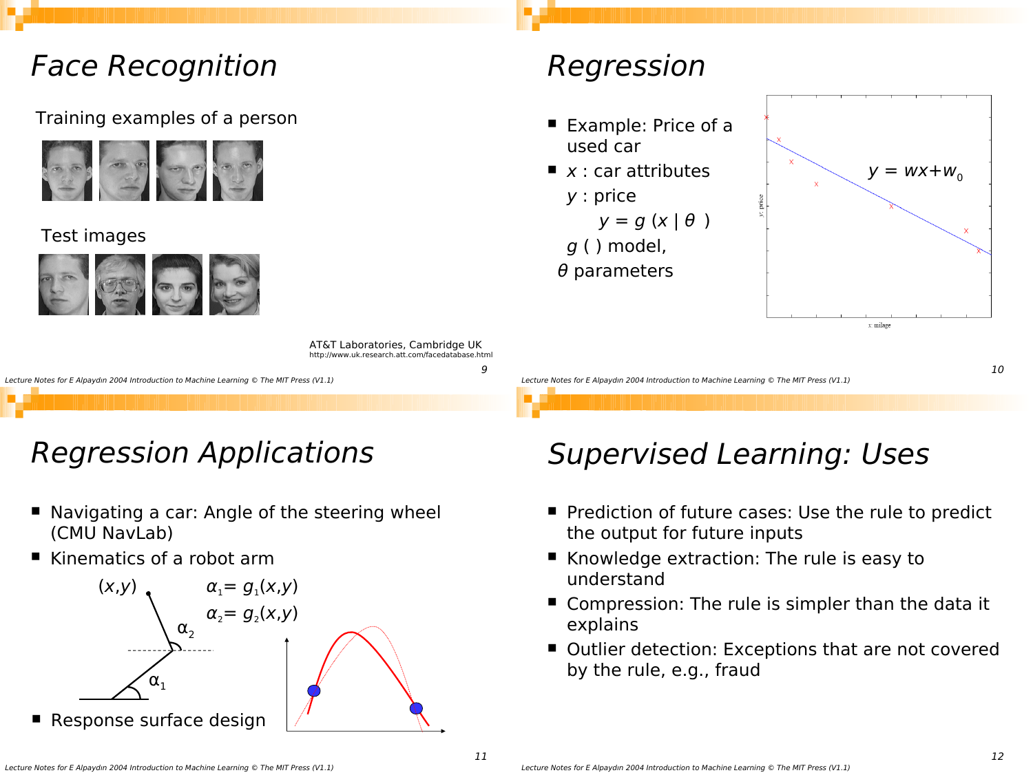# Face Recognition

Training examples of a person

Test images

AT&T Laboratories, Cambridge UK
http://www.uk.research.att.com/facedatabase.html

# Regression

- Example: Price of a used car
- $x$ : car attributes
  $y$ : price
  $y = g(x \mid \theta)$
  $g(\ )$ model,
  $\theta$ parameters

$y = wx + w_0$

$y$: price

$x$: milage

# Regression Applications

- Navigating a car: Angle of the steering wheel (CMU NavLab)
- Kinematics of a robot arm

$(x,y)$

$\alpha_1 = g_1(x,y)$

$\alpha_2 = g_2(x,y)$

$\alpha_2$

$\alpha_1$

- Response surface design

# Supervised Learning: Uses

- Prediction of future cases: Use the rule to predict the output for future inputs
- Knowledge extraction: The rule is easy to understand
- Compression: The rule is simpler than the data it explains
- Outlier detection: Exceptions that are not covered by the rule, e.g., fraud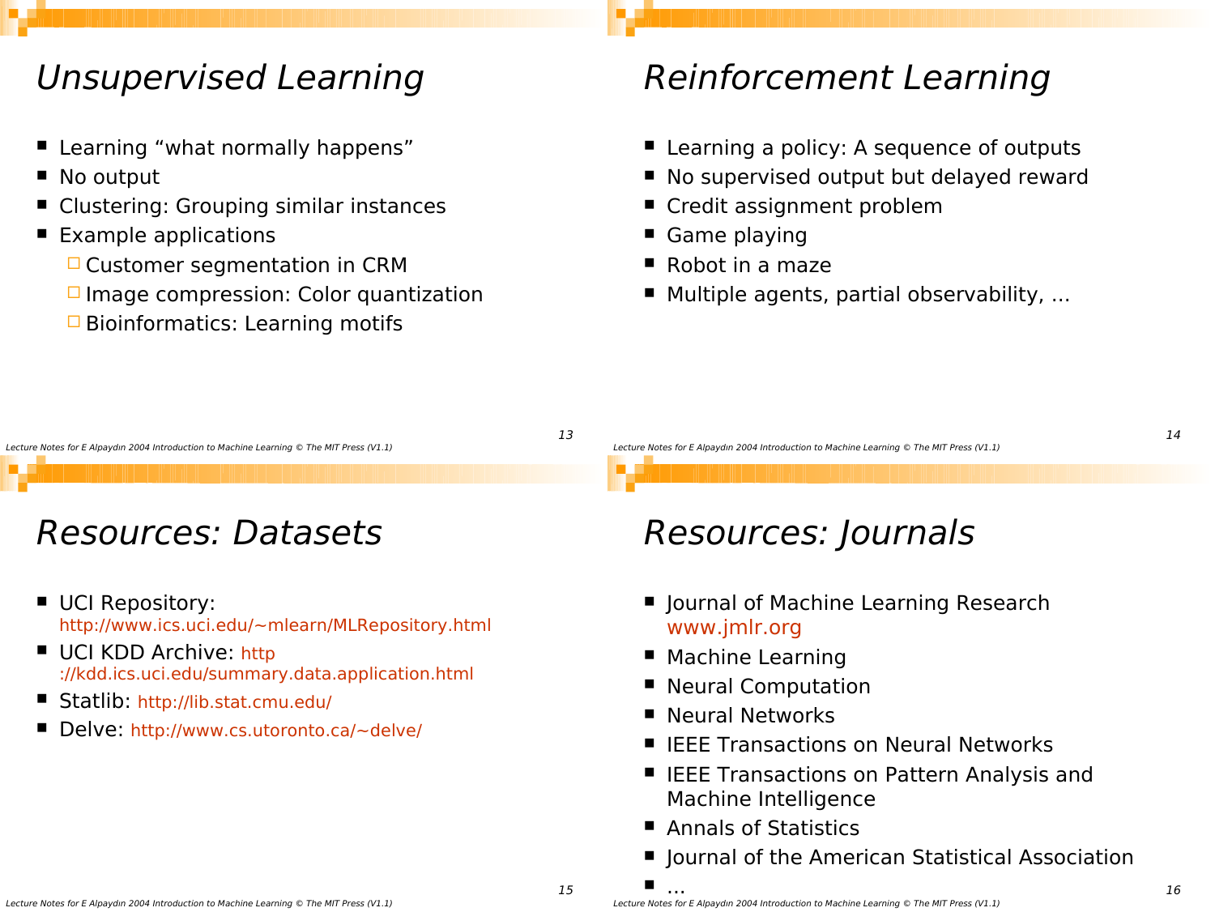# Unsupervised Learning

- Learning "what normally happens"
- No output
- Clustering: Grouping similar instances
- Example applications
  - Customer segmentation in CRM
  - Image compression: Color quantization
  - Bioinformatics: Learning motifs

# Reinforcement Learning

- Learning a policy: A sequence of outputs
- No supervised output but delayed reward
- Credit assignment problem
- Game playing
- Robot in a maze
- Multiple agents, partial observability, ...

# Resources: Datasets

- UCI Repository: http://www.ics.uci.edu/~mlearn/MLRepository.html
- UCI KDD Archive: http://kdd.ics.uci.edu/summary.data.application.html
- Statlib: http://lib.stat.cmu.edu/
- Delve: http://www.cs.utoronto.ca/~delve/

# Resources: Journals

- Journal of Machine Learning Research www.jmlr.org
- Machine Learning
- Neural Computation
- Neural Networks
- IEEE Transactions on Neural Networks
- IEEE Transactions on Pattern Analysis and Machine Intelligence
- Annals of Statistics
- Journal of the American Statistical Association
- ...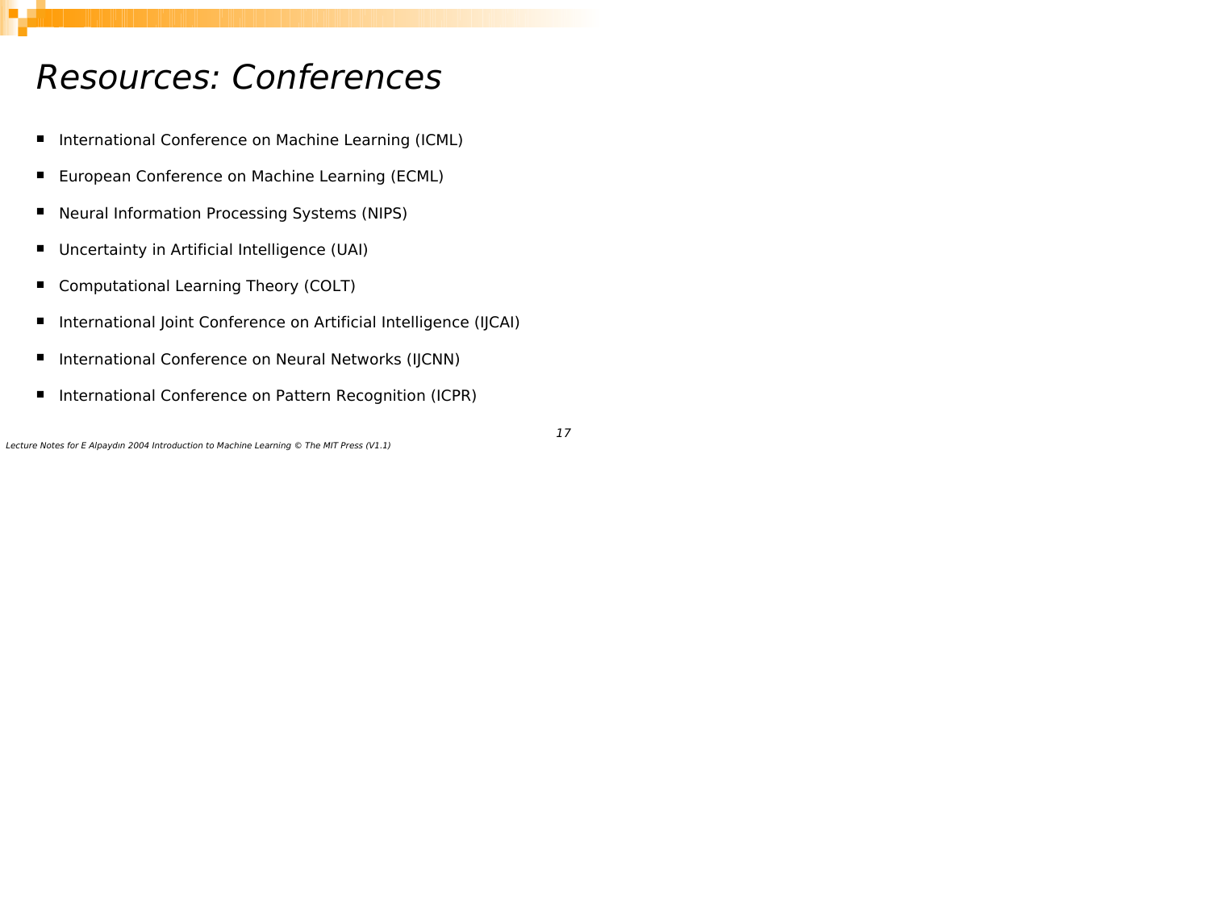# *Resources: Conferences*

- International Conference on Machine Learning (ICML)
- European Conference on Machine Learning (ECML)
- Neural Information Processing Systems (NIPS)
- Uncertainty in Artificial Intelligence (UAI)
- Computational Learning Theory (COLT)
- International Joint Conference on Artificial Intelligence (IJCAI)
- International Conference on Neural Networks (IJCNN)
- International Conference on Pattern Recognition (ICPR)